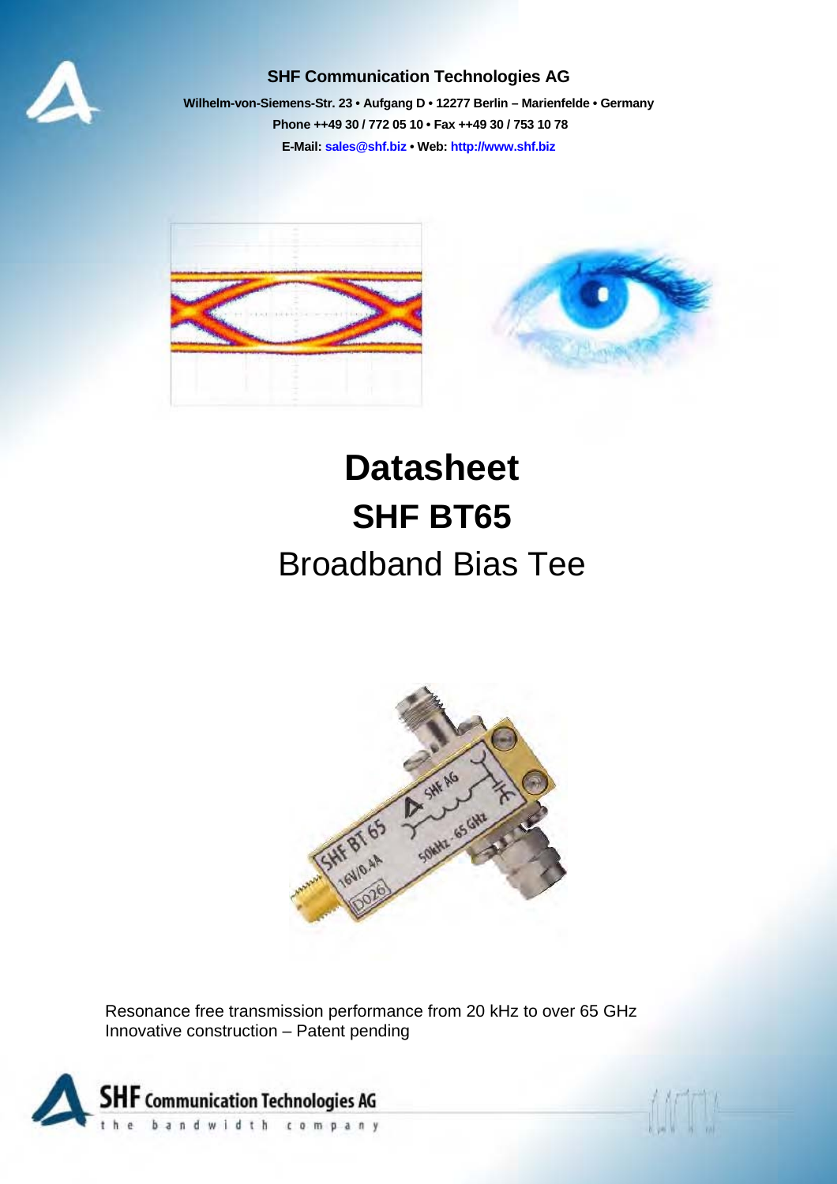**SHF Communication Technologies AG**

**Wilhelm-von-Siemens-Str. 23 • Aufgang D • 12277 Berlin – Marienfelde • Germany**

**Phone ++49 30 / 772 05 10 • Fax ++49 30 / 753 10 78**

**E-Mail: sales@shf.biz • Web: http://www.shf.biz**

# Datasheet

## SHF BT65

Broadband Bias Tee

Resonance free transmission performance from 20 kHz to over 65 GHz
Innovative construction – Patent pending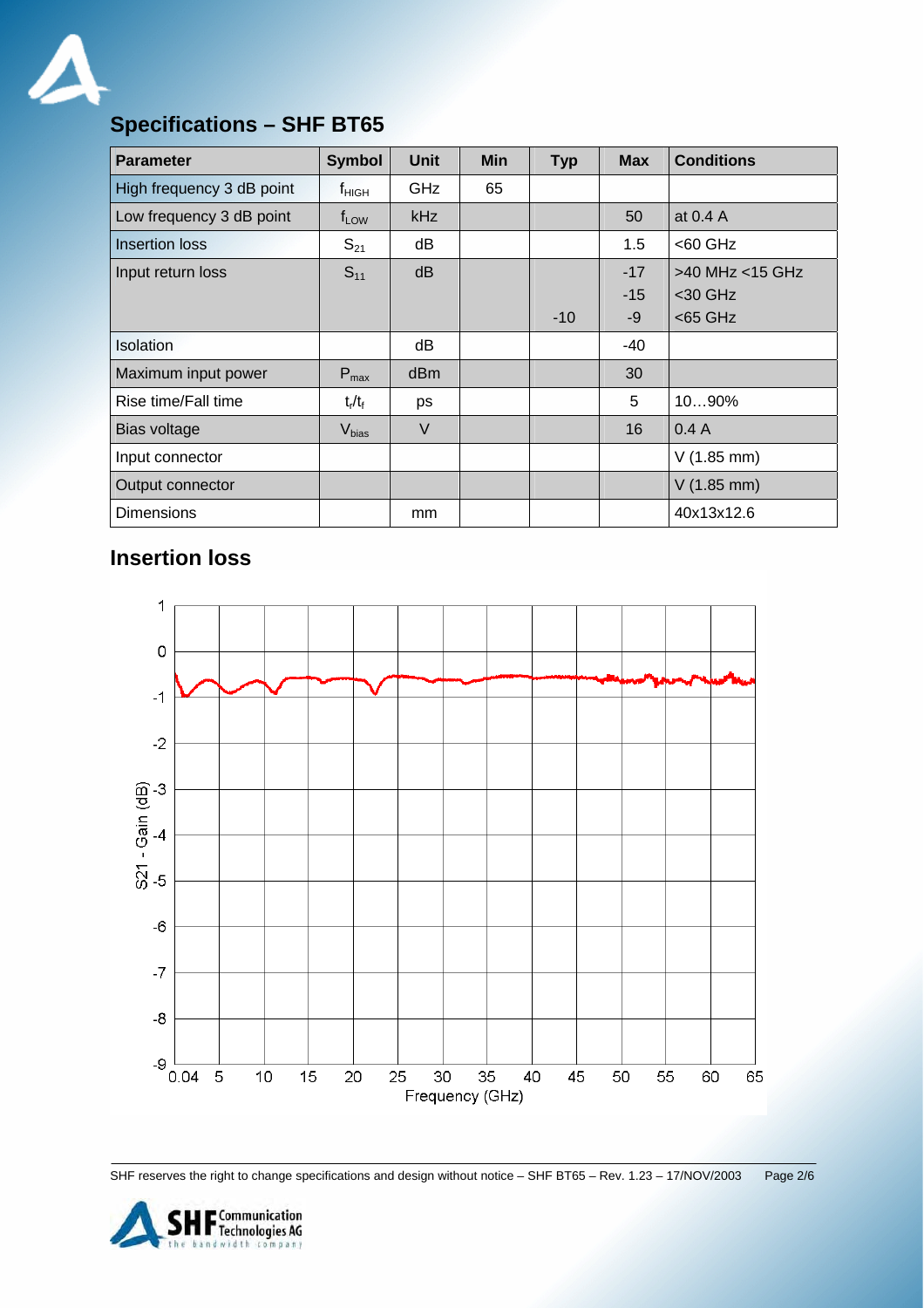## Specifications – SHF BT65

| Parameter | Symbol | Unit | Min | Typ | Max | Conditions |
|---|---|---|---|---|---|---|
| High frequency 3 dB point | $f_{HIGH}$ | GHz | 65 | | | |
| Low frequency 3 dB point | $f_{LOW}$ | kHz | | | 50 | at 0.4 A |
| Insertion loss | $S_{21}$ | dB | | | 1.5 | <60 GHz |
| Input return loss | $S_{11}$ | dB | | | -17 | >40 MHz <15 GHz |
| | | | | | -15 | <30 GHz |
| | | | | -10 | -9 | <65 GHz |
| Isolation | | dB | | | -40 | |
| Maximum input power | $P_{max}$ | dBm | | | 30 | |
| Rise time/Fall time | $t_r/t_f$ | ps | | | 5 | 10…90% |
| Bias voltage | $V_{bias}$ | V | | | 16 | 0.4 A |
| Input connector | | | | | | V (1.85 mm) |
| Output connector | | | | | | V (1.85 mm) |
| Dimensions | | mm | | | | 40x13x12.6 |

## Insertion loss

S21 - Gain (dB) vs. Frequency (GHz)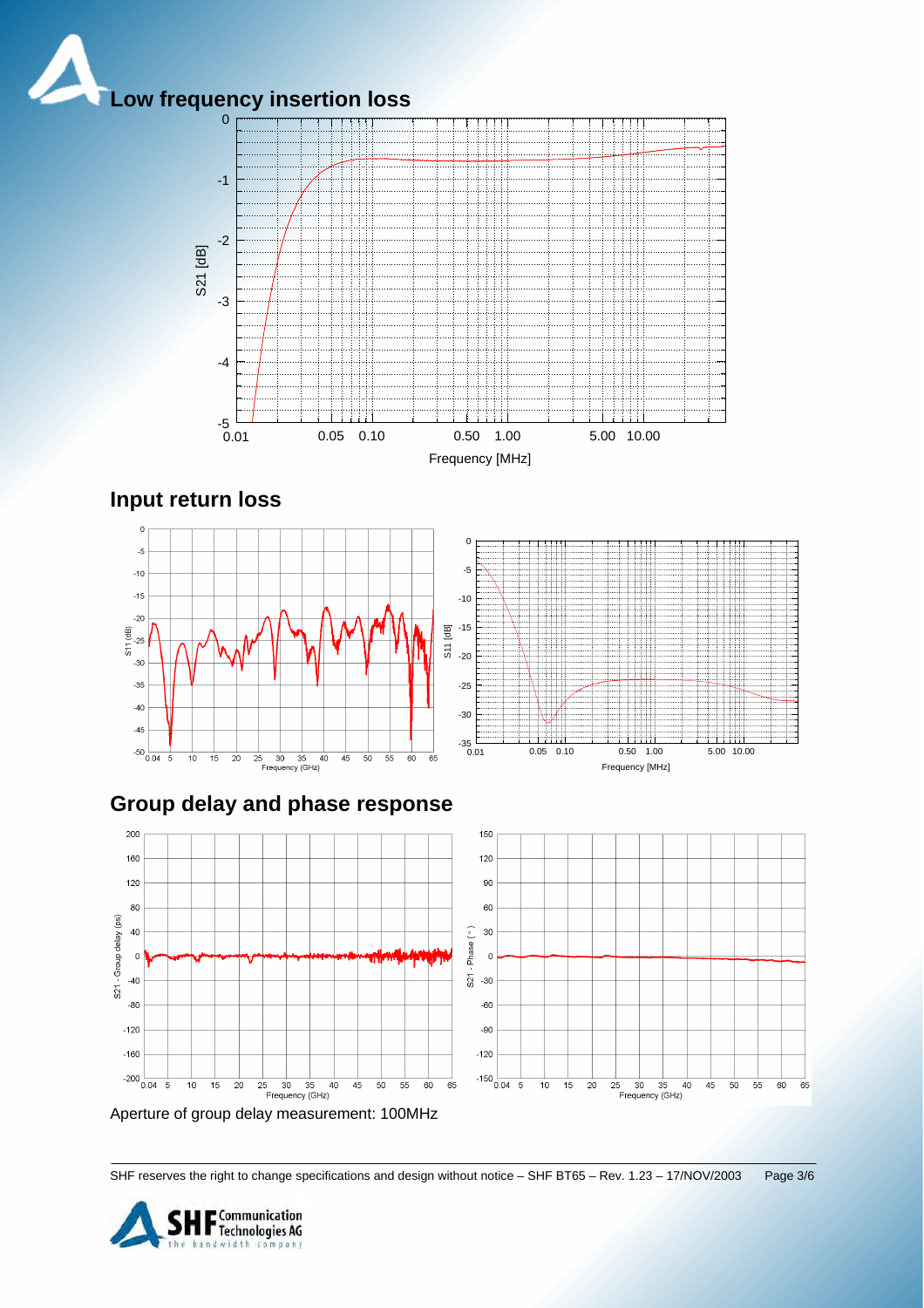## Low frequency insertion loss

## Input return loss

## Group delay and phase response

Aperture of group delay measurement: 100MHz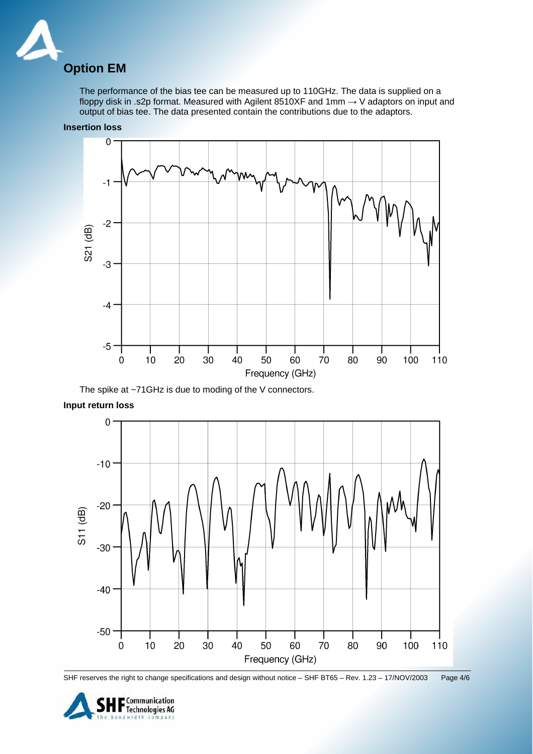## Option EM

The performance of the bias tee can be measured up to 110GHz. The data is supplied on a floppy disk in .s2p format. Measured with Agilent 8510XF and 1mm → V adaptors on input and output of bias tee. The data presented contain the contributions due to the adaptors.

**Insertion loss**

The spike at ~71GHz is due to moding of the V connectors.

**Input return loss**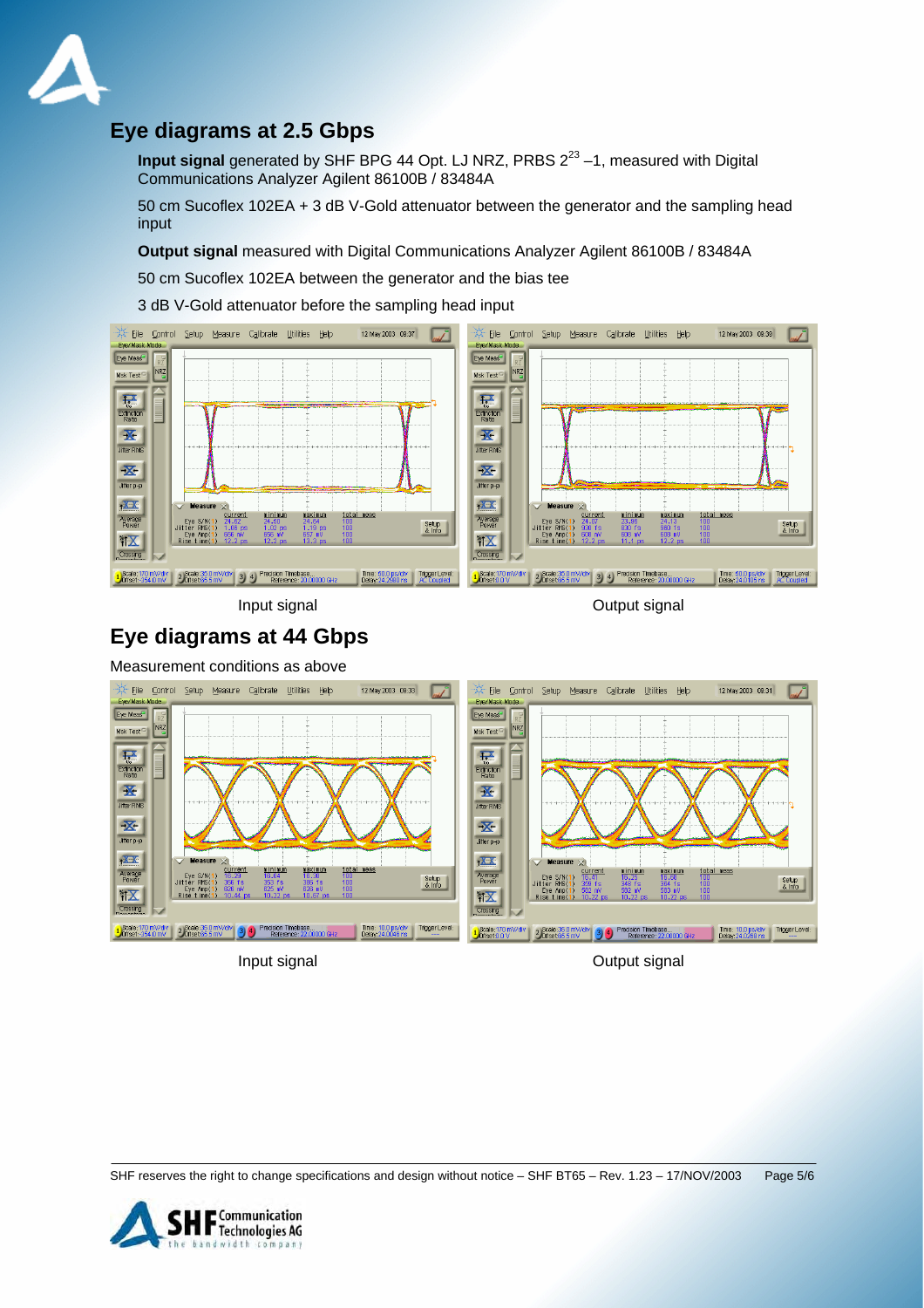## Eye diagrams at 2.5 Gbps

**Input signal** generated by SHF BPG 44 Opt. LJ NRZ, PRBS $2^{23}$ –1, measured with Digital Communications Analyzer Agilent 86100B / 83484A

50 cm Sucoflex 102EA + 3 dB V-Gold attenuator between the generator and the sampling head input

**Output signal** measured with Digital Communications Analyzer Agilent 86100B / 83484A

50 cm Sucoflex 102EA between the generator and the bias tee

3 dB V-Gold attenuator before the sampling head input

Input signal

Output signal

## Eye diagrams at 44 Gbps

Measurement conditions as above

Input signal

Output signal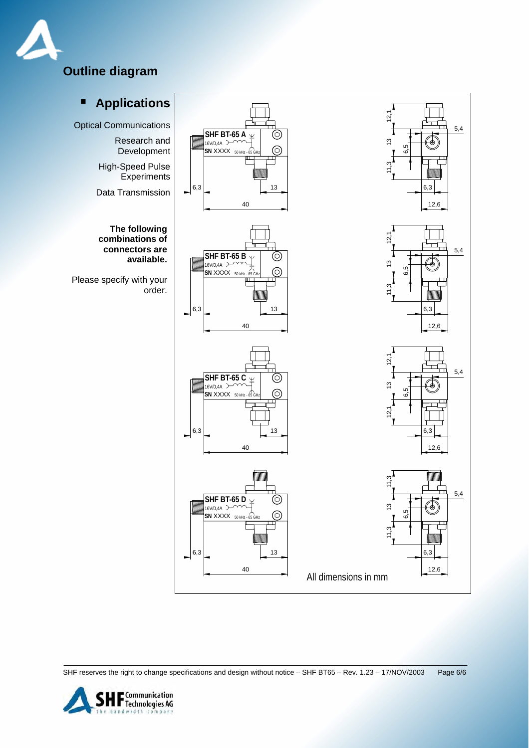# Outline diagram

- **Applications**

Optical Communications

Research and Development

High-Speed Pulse Experiments

Data Transmission

**The following combinations of connectors are available.**

Please specify with your order.

SHF BT-65 A
16V/0,4A
SN XXXX 50 kHz - 65 GHz

6,3
13
40
12,1
13
6,5
11,3
5,4
6,3
12,6

SHF BT-65 B
16V/0,4A
SN XXXX 50 kHz - 65 GHz

6,3
13
40
12,1
13
6,5
11,3
5,4
6,3
12,6

SHF BT-65 C
16V/0,4A
SN XXXX 50 kHz - 65 GHz

6,3
13
40
12,1
13
6,5
12,1
5,4
6,3
12,6

SHF BT-65 D
16V/0,4A
SN XXXX 50 kHz - 65 GHz

6,3
13
40
11,3
13
6,5
11,3
5,4
6,3
12,6

All dimensions in mm

SHF reserves the right to change specifications and design without notice – SHF BT65 – Rev. 1.23 – 17/NOV/2003